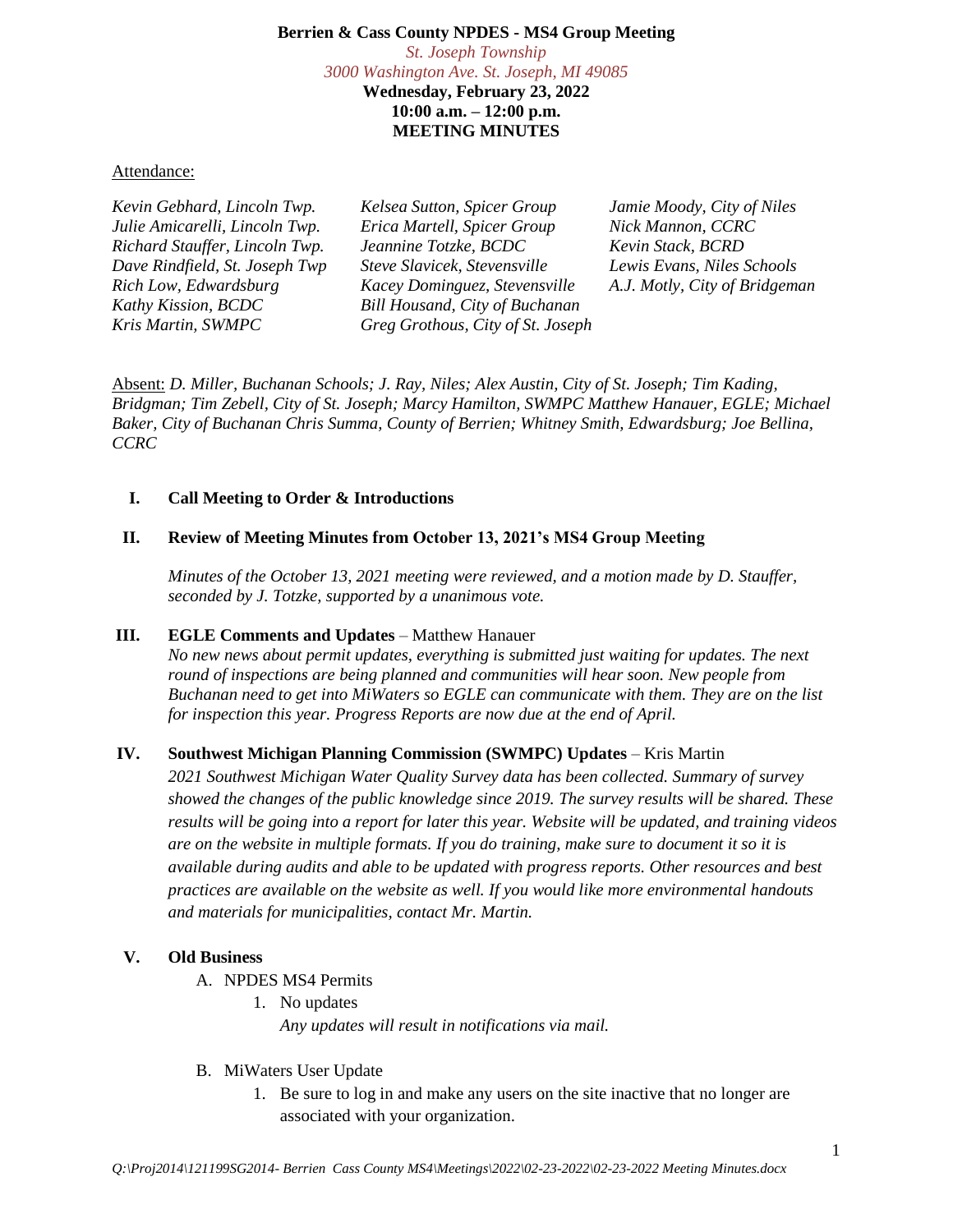**Berrien & Cass County NPDES - MS4 Group Meeting**

*St. Joseph Township*
*3000 Washington Ave. St. Joseph, MI 49085*

**Wednesday, February 23, 2022**
**10:00 a.m. – 12:00 p.m.**
**MEETING MINUTES**

Attendance:

*Kevin Gebhard, Lincoln Twp.*
*Julie Amicarelli, Lincoln Twp.*
*Richard Stauffer, Lincoln Twp.*
*Dave Rindfield, St. Joseph Twp*
*Rich Low, Edwardsburg*
*Kathy Kission, BCDC*
*Kris Martin, SWMPC*
*Kelsea Sutton, Spicer Group*
*Erica Martell, Spicer Group*
*Jeannine Totzke, BCDC*
*Steve Slavicek, Stevensville*
*Kacey Dominguez, Stevensville*
*Bill Housand, City of Buchanan*
*Greg Grothous, City of St. Joseph*
*Jamie Moody, City of Niles*
*Nick Mannon, CCRC*
*Kevin Stack, BCRD*
*Lewis Evans, Niles Schools*
*A.J. Motly, City of Bridgeman*

Absent: *D. Miller, Buchanan Schools; J. Ray, Niles; Alex Austin, City of St. Joseph; Tim Kading, Bridgman; Tim Zebell, City of St. Joseph; Marcy Hamilton, SWMPC Matthew Hanauer, EGLE; Michael Baker, City of Buchanan Chris Summa, County of Berrien; Whitney Smith, Edwardsburg; Joe Bellina, CCRC*

**I. Call Meeting to Order & Introductions**

**II. Review of Meeting Minutes from October 13, 2021's MS4 Group Meeting**

*Minutes of the October 13, 2021 meeting were reviewed, and a motion made by D. Stauffer, seconded by J. Totzke, supported by a unanimous vote.*

**III. EGLE Comments and Updates** – Matthew Hanauer

*No new news about permit updates, everything is submitted just waiting for updates. The next round of inspections are being planned and communities will hear soon. New people from Buchanan need to get into MiWaters so EGLE can communicate with them. They are on the list for inspection this year. Progress Reports are now due at the end of April.*

**IV. Southwest Michigan Planning Commission (SWMPC) Updates** – Kris Martin

*2021 Southwest Michigan Water Quality Survey data has been collected. Summary of survey showed the changes of the public knowledge since 2019. The survey results will be shared. These results will be going into a report for later this year. Website will be updated, and training videos are on the website in multiple formats. If you do training, make sure to document it so it is available during audits and able to be updated with progress reports. Other resources and best practices are available on the website as well. If you would like more environmental handouts and materials for municipalities, contact Mr. Martin.*

**V. Old Business**

A. NPDES MS4 Permits
   1. No updates
      *Any updates will result in notifications via mail.*

B. MiWaters User Update
   1. Be sure to log in and make any users on the site inactive that no longer are associated with your organization.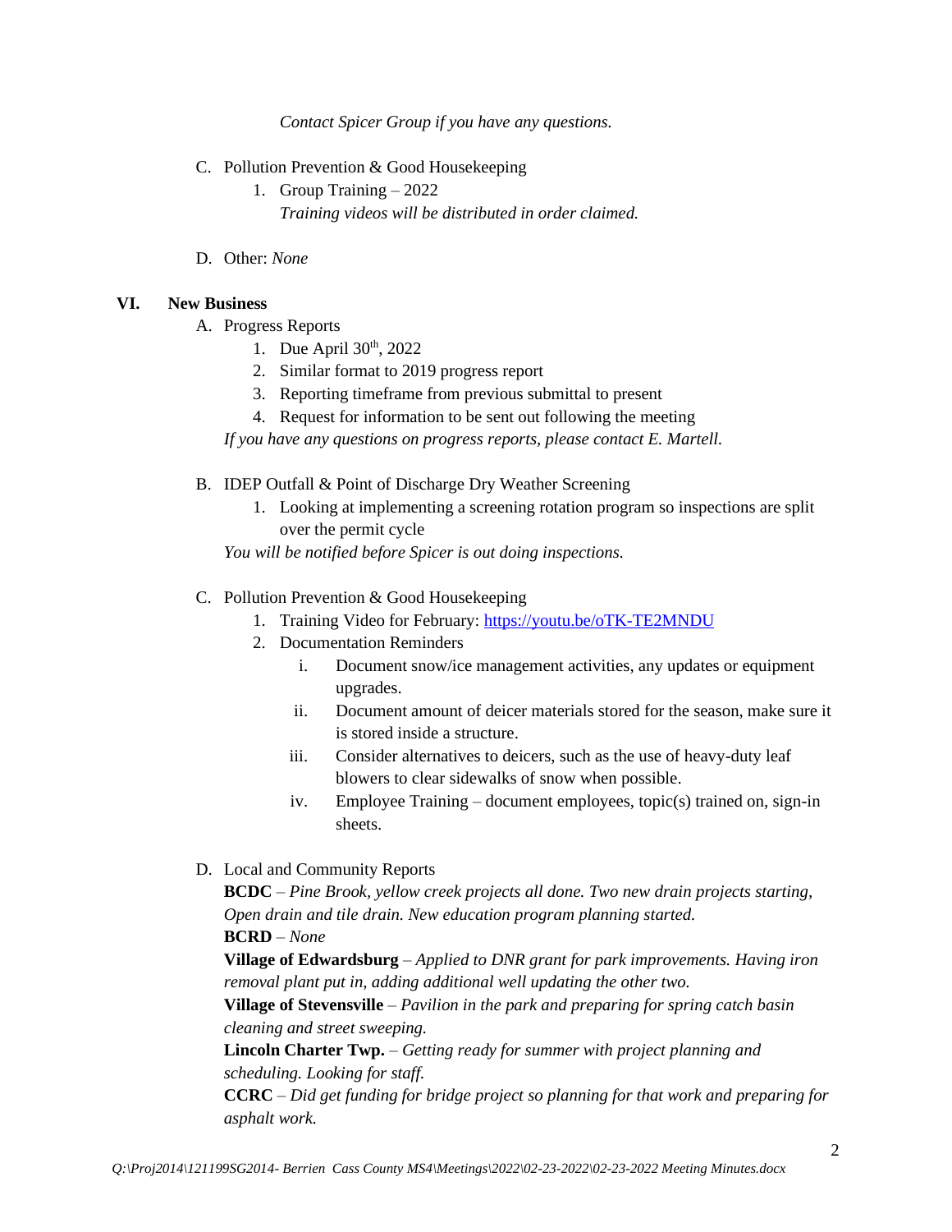*Contact Spicer Group if you have any questions.*

C. Pollution Prevention & Good Housekeeping
   1. Group Training – 2022
      *Training videos will be distributed in order claimed.*

D. Other: *None*

## VI. New Business

A. Progress Reports
   1. Due April 30th, 2022
   2. Similar format to 2019 progress report
   3. Reporting timeframe from previous submittal to present
   4. Request for information to be sent out following the meeting

   *If you have any questions on progress reports, please contact E. Martell.*

B. IDEP Outfall & Point of Discharge Dry Weather Screening
   1. Looking at implementing a screening rotation program so inspections are split over the permit cycle

   *You will be notified before Spicer is out doing inspections.*

C. Pollution Prevention & Good Housekeeping
   1. Training Video for February: https://youtu.be/oTK-TE2MNDU
   2. Documentation Reminders
      i. Document snow/ice management activities, any updates or equipment upgrades.
      ii. Document amount of deicer materials stored for the season, make sure it is stored inside a structure.
      iii. Consider alternatives to deicers, such as the use of heavy-duty leaf blowers to clear sidewalks of snow when possible.
      iv. Employee Training – document employees, topic(s) trained on, sign-in sheets.

D. Local and Community Reports

   **BCDC** – *Pine Brook, yellow creek projects all done. Two new drain projects starting, Open drain and tile drain. New education program planning started.*

   **BCRD** – *None*

   **Village of Edwardsburg** – *Applied to DNR grant for park improvements. Having iron removal plant put in, adding additional well updating the other two.*

   **Village of Stevensville** – *Pavilion in the park and preparing for spring catch basin cleaning and street sweeping.*

   **Lincoln Charter Twp.** – *Getting ready for summer with project planning and scheduling. Looking for staff.*

   **CCRC** – *Did get funding for bridge project so planning for that work and preparing for asphalt work.*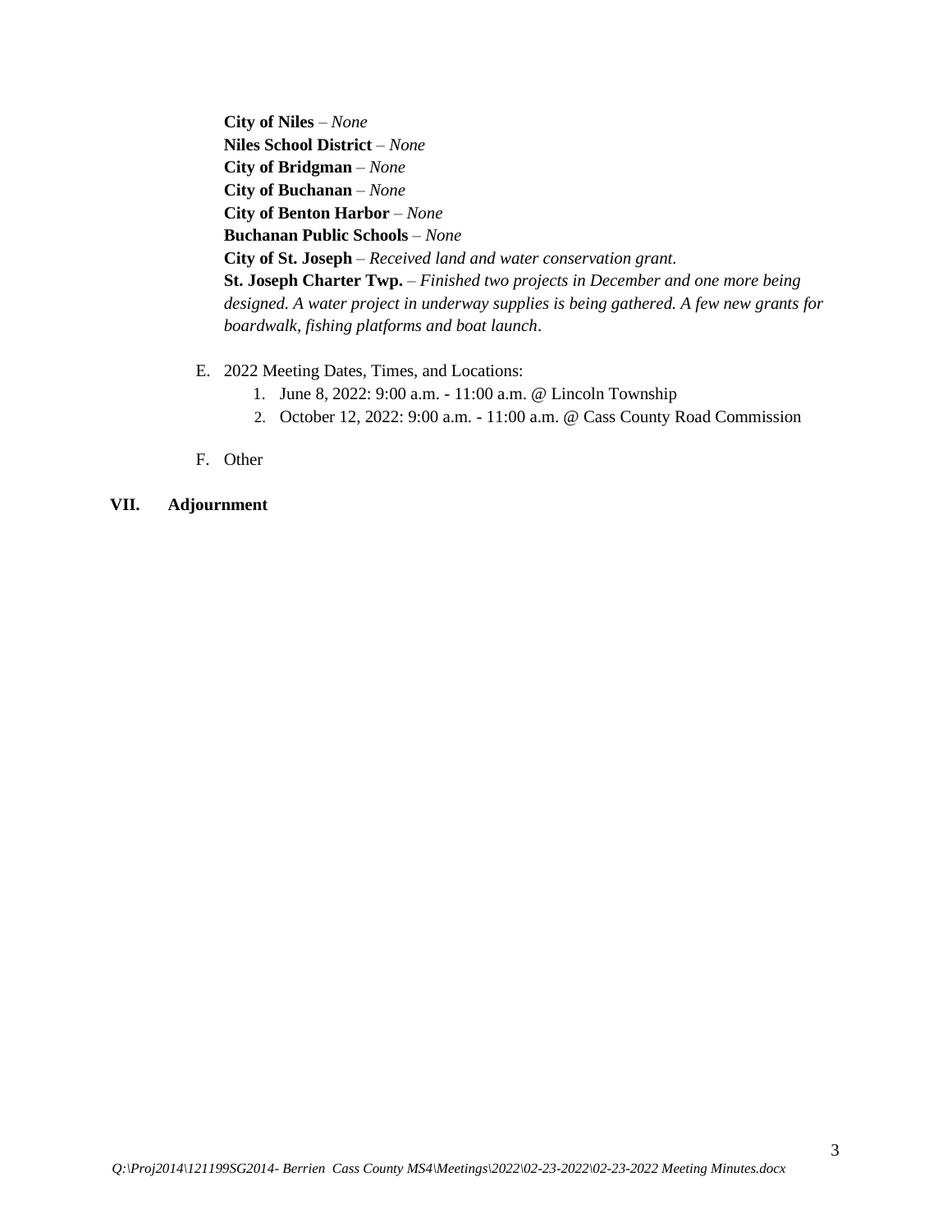**City of Niles** – *None*
**Niles School District** – *None*
**City of Bridgman** – *None*
**City of Buchanan** – *None*
**City of Benton Harbor** – *None*
**Buchanan Public Schools** – *None*
**City of St. Joseph** – *Received land and water conservation grant.*
**St. Joseph Charter Twp.** – *Finished two projects in December and one more being designed. A water project in underway supplies is being gathered. A few new grants for boardwalk, fishing platforms and boat launch*.

E. 2022 Meeting Dates, Times, and Locations:
   1. June 8, 2022: 9:00 a.m. - 11:00 a.m. @ Lincoln Township
   2. October 12, 2022: 9:00 a.m. - 11:00 a.m. @ Cass County Road Commission

F. Other

**VII. Adjournment**

*Q:\Proj2014\121199SG2014- Berrien Cass County MS4\Meetings\2022\02-23-2022\02-23-2022 Meeting Minutes.docx*